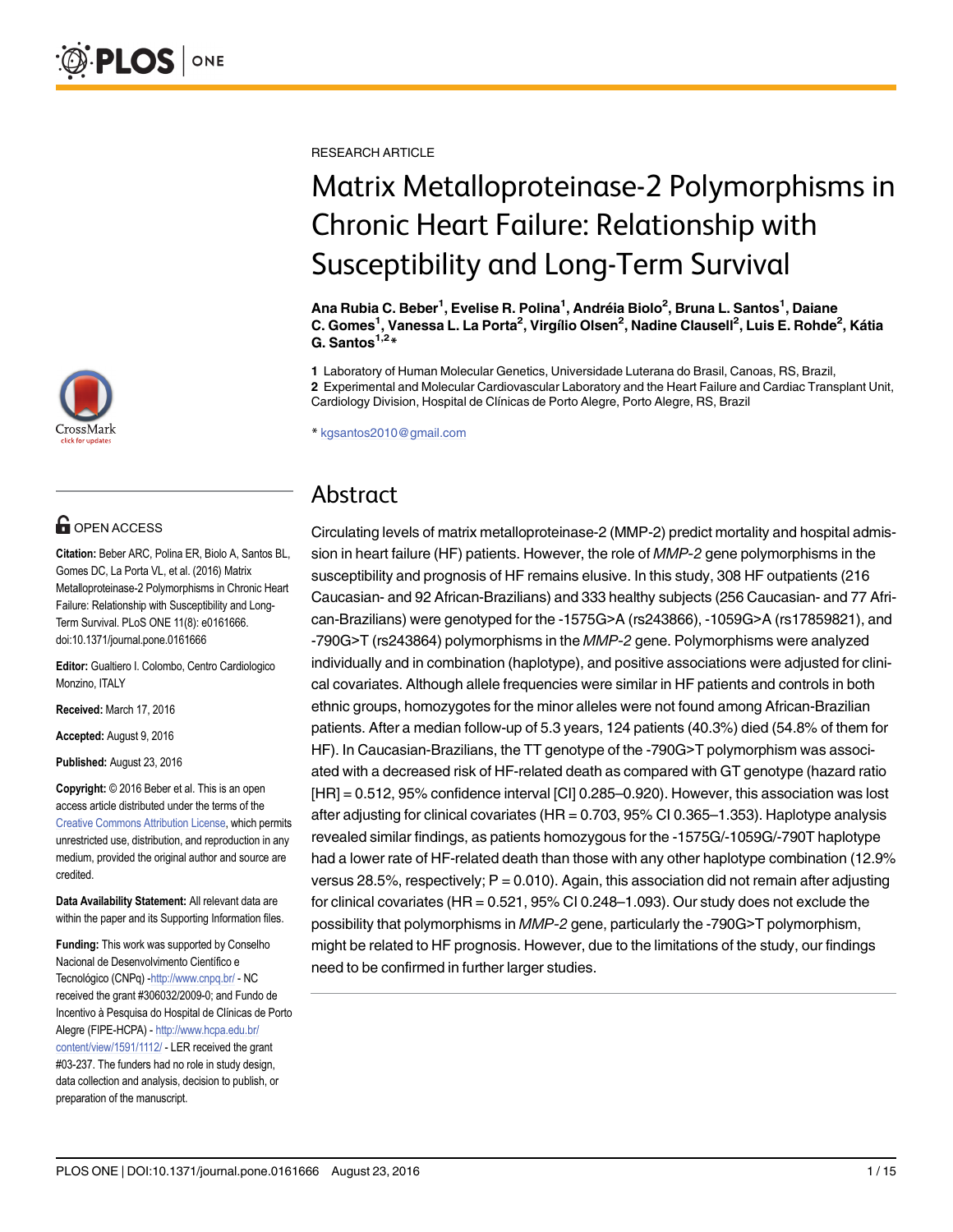RESEARCH ARTICLE

# Matrix Metalloproteinase-2 Polymorphisms in Chronic Heart Failure: Relationship with Susceptibility and Long-Term Survival

**Ana Rubia C. Beber[1], Evelise R. Polina[1], Andréia Biolo[2], Bruna L. Santos[1], Daiane C. Gomes[1], Vanessa L. La Porta[2], Virgílio Olsen[2], Nadine Clausell[2], Luis E. Rohde[2], Kátia G. Santos[1,2]***

**1** Laboratory of Human Molecular Genetics, Universidade Luterana do Brasil, Canoas, RS, Brazil,
**2** Experimental and Molecular Cardiovascular Laboratory and the Heart Failure and Cardiac Transplant Unit, Cardiology Division, Hospital de Clínicas de Porto Alegre, Porto Alegre, RS, Brazil

* kgsantos2010@gmail.com

OPEN ACCESS

**Citation:** Beber ARC, Polina ER, Biolo A, Santos BL, Gomes DC, La Porta VL, et al. (2016) Matrix Metalloproteinase-2 Polymorphisms in Chronic Heart Failure: Relationship with Susceptibility and Long-Term Survival. PLoS ONE 11(8): e0161666. doi:10.1371/journal.pone.0161666

**Editor:** Gualtiero I. Colombo, Centro Cardiologico Monzino, ITALY

**Received:** March 17, 2016

**Accepted:** August 9, 2016

**Published:** August 23, 2016

**Copyright:** © 2016 Beber et al. This is an open access article distributed under the terms of the Creative Commons Attribution License, which permits unrestricted use, distribution, and reproduction in any medium, provided the original author and source are credited.

**Data Availability Statement:** All relevant data are within the paper and its Supporting Information files.

**Funding:** This work was supported by Conselho Nacional de Desenvolvimento Científico e Tecnológico (CNPq) -http://www.cnpq.br/ - NC received the grant #306032/2009-0; and Fundo de Incentivo à Pesquisa do Hospital de Clínicas de Porto Alegre (FIPE-HCPA) - http://www.hcpa.edu.br/content/view/1591/1112/ - LER received the grant #03-237. The funders had no role in study design, data collection and analysis, decision to publish, or preparation of the manuscript.

## Abstract

Circulating levels of matrix metalloproteinase-2 (MMP-2) predict mortality and hospital admission in heart failure (HF) patients. However, the role of *MMP-2* gene polymorphisms in the susceptibility and prognosis of HF remains elusive. In this study, 308 HF outpatients (216 Caucasian- and 92 African-Brazilians) and 333 healthy subjects (256 Caucasian- and 77 African-Brazilians) were genotyped for the -1575G>A (rs243866), -1059G>A (rs17859821), and -790G>T (rs243864) polymorphisms in the *MMP-2* gene. Polymorphisms were analyzed individually and in combination (haplotype), and positive associations were adjusted for clinical covariates. Although allele frequencies were similar in HF patients and controls in both ethnic groups, homozygotes for the minor alleles were not found among African-Brazilian patients. After a median follow-up of 5.3 years, 124 patients (40.3%) died (54.8% of them for HF). In Caucasian-Brazilians, the TT genotype of the -790G>T polymorphism was associated with a decreased risk of HF-related death as compared with GT genotype (hazard ratio [HR] = 0.512, 95% confidence interval [CI] 0.285–0.920). However, this association was lost after adjusting for clinical covariates (HR = 0.703, 95% CI 0.365–1.353). Haplotype analysis revealed similar findings, as patients homozygous for the -1575G/-1059G/-790T haplotype had a lower rate of HF-related death than those with any other haplotype combination (12.9% versus 28.5%, respectively; P = 0.010). Again, this association did not remain after adjusting for clinical covariates (HR = 0.521, 95% CI 0.248–1.093). Our study does not exclude the possibility that polymorphisms in *MMP-2* gene, particularly the -790G>T polymorphism, might be related to HF prognosis. However, due to the limitations of the study, our findings need to be confirmed in further larger studies.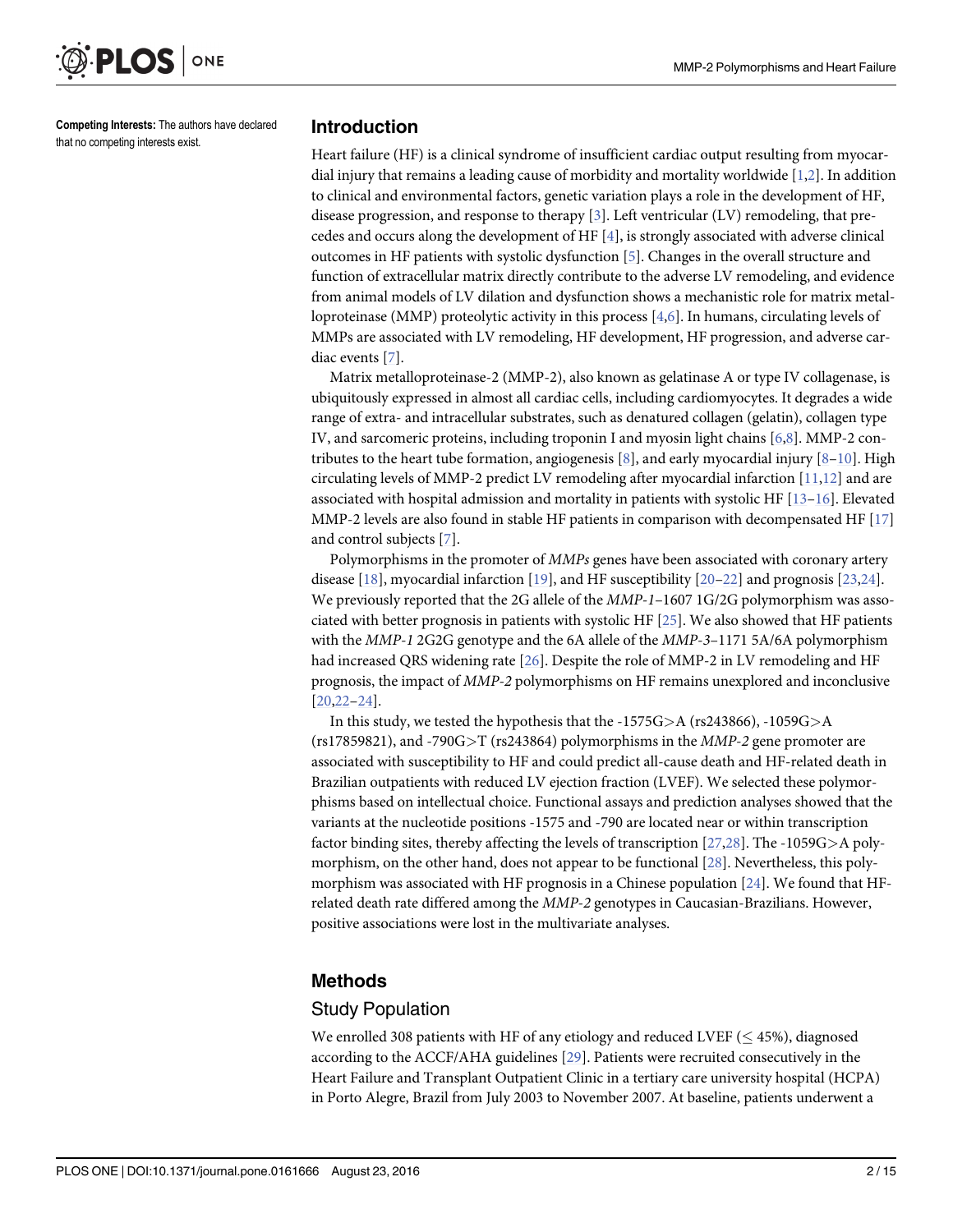**Competing Interests:** The authors have declared that no competing interests exist.

## Introduction

Heart failure (HF) is a clinical syndrome of insufficient cardiac output resulting from myocardial injury that remains a leading cause of morbidity and mortality worldwide [1,2]. In addition to clinical and environmental factors, genetic variation plays a role in the development of HF, disease progression, and response to therapy [3]. Left ventricular (LV) remodeling, that precedes and occurs along the development of HF [4], is strongly associated with adverse clinical outcomes in HF patients with systolic dysfunction [5]. Changes in the overall structure and function of extracellular matrix directly contribute to the adverse LV remodeling, and evidence from animal models of LV dilation and dysfunction shows a mechanistic role for matrix metalloproteinase (MMP) proteolytic activity in this process [4,6]. In humans, circulating levels of MMPs are associated with LV remodeling, HF development, HF progression, and adverse cardiac events [7].

Matrix metalloproteinase-2 (MMP-2), also known as gelatinase A or type IV collagenase, is ubiquitously expressed in almost all cardiac cells, including cardiomyocytes. It degrades a wide range of extra- and intracellular substrates, such as denatured collagen (gelatin), collagen type IV, and sarcomeric proteins, including troponin I and myosin light chains [6,8]. MMP-2 contributes to the heart tube formation, angiogenesis [8], and early myocardial injury [8–10]. High circulating levels of MMP-2 predict LV remodeling after myocardial infarction [11,12] and are associated with hospital admission and mortality in patients with systolic HF [13–16]. Elevated MMP-2 levels are also found in stable HF patients in comparison with decompensated HF [17] and control subjects [7].

Polymorphisms in the promoter of *MMPs* genes have been associated with coronary artery disease [18], myocardial infarction [19], and HF susceptibility [20–22] and prognosis [23,24]. We previously reported that the 2G allele of the *MMP-1*–1607 1G/2G polymorphism was associated with better prognosis in patients with systolic HF [25]. We also showed that HF patients with the *MMP-1* 2G2G genotype and the 6A allele of the *MMP-3*–1171 5A/6A polymorphism had increased QRS widening rate [26]. Despite the role of MMP-2 in LV remodeling and HF prognosis, the impact of *MMP-2* polymorphisms on HF remains unexplored and inconclusive [20,22–24].

In this study, we tested the hypothesis that the -1575G>A (rs243866), -1059G>A (rs17859821), and -790G>T (rs243864) polymorphisms in the *MMP-2* gene promoter are associated with susceptibility to HF and could predict all-cause death and HF-related death in Brazilian outpatients with reduced LV ejection fraction (LVEF). We selected these polymorphisms based on intellectual choice. Functional assays and prediction analyses showed that the variants at the nucleotide positions -1575 and -790 are located near or within transcription factor binding sites, thereby affecting the levels of transcription [27,28]. The -1059G>A polymorphism, on the other hand, does not appear to be functional [28]. Nevertheless, this polymorphism was associated with HF prognosis in a Chinese population [24]. We found that HF-related death rate differed among the *MMP-2* genotypes in Caucasian-Brazilians. However, positive associations were lost in the multivariate analyses.

## Methods

### Study Population

We enrolled 308 patients with HF of any etiology and reduced LVEF ($\leq$ 45%), diagnosed according to the ACCF/AHA guidelines [29]. Patients were recruited consecutively in the Heart Failure and Transplant Outpatient Clinic in a tertiary care university hospital (HCPA) in Porto Alegre, Brazil from July 2003 to November 2007. At baseline, patients underwent a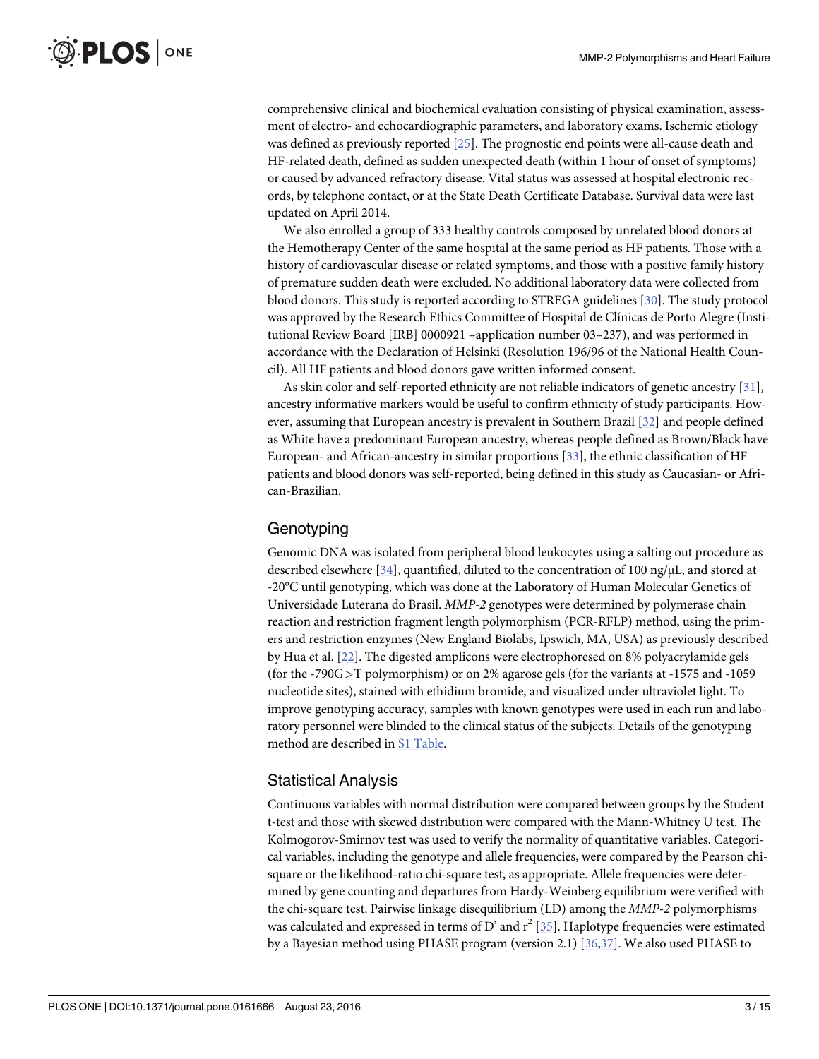comprehensive clinical and biochemical evaluation consisting of physical examination, assessment of electro- and echocardiographic parameters, and laboratory exams. Ischemic etiology was defined as previously reported [25]. The prognostic end points were all-cause death and HF-related death, defined as sudden unexpected death (within 1 hour of onset of symptoms) or caused by advanced refractory disease. Vital status was assessed at hospital electronic records, by telephone contact, or at the State Death Certificate Database. Survival data were last updated on April 2014.

We also enrolled a group of 333 healthy controls composed by unrelated blood donors at the Hemotherapy Center of the same hospital at the same period as HF patients. Those with a history of cardiovascular disease or related symptoms, and those with a positive family history of premature sudden death were excluded. No additional laboratory data were collected from blood donors. This study is reported according to STREGA guidelines [30]. The study protocol was approved by the Research Ethics Committee of Hospital de Clínicas de Porto Alegre (Institutional Review Board [IRB] 0000921 –application number 03–237), and was performed in accordance with the Declaration of Helsinki (Resolution 196/96 of the National Health Council). All HF patients and blood donors gave written informed consent.

As skin color and self-reported ethnicity are not reliable indicators of genetic ancestry [31], ancestry informative markers would be useful to confirm ethnicity of study participants. However, assuming that European ancestry is prevalent in Southern Brazil [32] and people defined as White have a predominant European ancestry, whereas people defined as Brown/Black have European- and African-ancestry in similar proportions [33], the ethnic classification of HF patients and blood donors was self-reported, being defined in this study as Caucasian- or African-Brazilian.

## Genotyping

Genomic DNA was isolated from peripheral blood leukocytes using a salting out procedure as described elsewhere [34], quantified, diluted to the concentration of 100 ng/μL, and stored at -20°C until genotyping, which was done at the Laboratory of Human Molecular Genetics of Universidade Luterana do Brasil. *MMP-2* genotypes were determined by polymerase chain reaction and restriction fragment length polymorphism (PCR-RFLP) method, using the primers and restriction enzymes (New England Biolabs, Ipswich, MA, USA) as previously described by Hua et al. [22]. The digested amplicons were electrophoresed on 8% polyacrylamide gels (for the -790G>T polymorphism) or on 2% agarose gels (for the variants at -1575 and -1059 nucleotide sites), stained with ethidium bromide, and visualized under ultraviolet light. To improve genotyping accuracy, samples with known genotypes were used in each run and laboratory personnel were blinded to the clinical status of the subjects. Details of the genotyping method are described in S1 Table.

## Statistical Analysis

Continuous variables with normal distribution were compared between groups by the Student t-test and those with skewed distribution were compared with the Mann-Whitney U test. The Kolmogorov-Smirnov test was used to verify the normality of quantitative variables. Categorical variables, including the genotype and allele frequencies, were compared by the Pearson chi-square or the likelihood-ratio chi-square test, as appropriate. Allele frequencies were determined by gene counting and departures from Hardy-Weinberg equilibrium were verified with the chi-square test. Pairwise linkage disequilibrium (LD) among the *MMP-2* polymorphisms was calculated and expressed in terms of D' and $r^2$ [35]. Haplotype frequencies were estimated by a Bayesian method using PHASE program (version 2.1) [36,37]. We also used PHASE to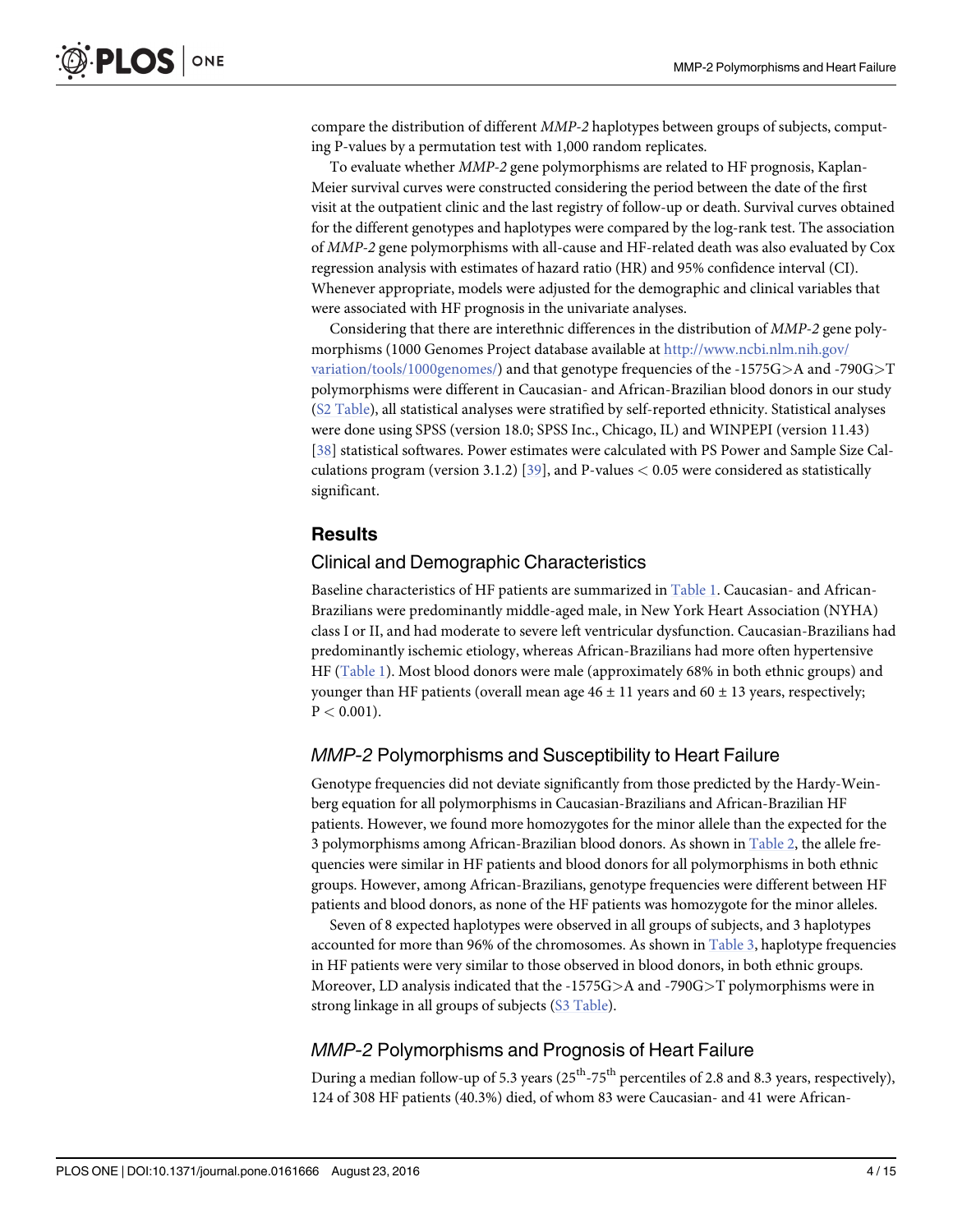compare the distribution of different *MMP-2* haplotypes between groups of subjects, computing P-values by a permutation test with 1,000 random replicates.

To evaluate whether *MMP-2* gene polymorphisms are related to HF prognosis, Kaplan-Meier survival curves were constructed considering the period between the date of the first visit at the outpatient clinic and the last registry of follow-up or death. Survival curves obtained for the different genotypes and haplotypes were compared by the log-rank test. The association of *MMP-2* gene polymorphisms with all-cause and HF-related death was also evaluated by Cox regression analysis with estimates of hazard ratio (HR) and 95% confidence interval (CI). Whenever appropriate, models were adjusted for the demographic and clinical variables that were associated with HF prognosis in the univariate analyses.

Considering that there are interethnic differences in the distribution of *MMP-2* gene polymorphisms (1000 Genomes Project database available at http://www.ncbi.nlm.nih.gov/variation/tools/1000genomes/) and that genotype frequencies of the -1575G>A and -790G>T polymorphisms were different in Caucasian- and African-Brazilian blood donors in our study (S2 Table), all statistical analyses were stratified by self-reported ethnicity. Statistical analyses were done using SPSS (version 18.0; SPSS Inc., Chicago, IL) and WINPEPI (version 11.43) [38] statistical softwares. Power estimates were calculated with PS Power and Sample Size Calculations program (version 3.1.2) [39], and P-values $< 0.05$ were considered as statistically significant.

## Results

### Clinical and Demographic Characteristics

Baseline characteristics of HF patients are summarized in Table 1. Caucasian- and African-Brazilians were predominantly middle-aged male, in New York Heart Association (NYHA) class I or II, and had moderate to severe left ventricular dysfunction. Caucasian-Brazilians had predominantly ischemic etiology, whereas African-Brazilians had more often hypertensive HF (Table 1). Most blood donors were male (approximately 68% in both ethnic groups) and younger than HF patients (overall mean age $46 \pm 11$ years and $60 \pm 13$ years, respectively; $P < 0.001$).

### *MMP-2* Polymorphisms and Susceptibility to Heart Failure

Genotype frequencies did not deviate significantly from those predicted by the Hardy-Weinberg equation for all polymorphisms in Caucasian-Brazilians and African-Brazilian HF patients. However, we found more homozygotes for the minor allele than the expected for the 3 polymorphisms among African-Brazilian blood donors. As shown in Table 2, the allele frequencies were similar in HF patients and blood donors for all polymorphisms in both ethnic groups. However, among African-Brazilians, genotype frequencies were different between HF patients and blood donors, as none of the HF patients was homozygote for the minor alleles.

Seven of 8 expected haplotypes were observed in all groups of subjects, and 3 haplotypes accounted for more than 96% of the chromosomes. As shown in Table 3, haplotype frequencies in HF patients were very similar to those observed in blood donors, in both ethnic groups. Moreover, LD analysis indicated that the -1575G>A and -790G>T polymorphisms were in strong linkage in all groups of subjects (S3 Table).

### *MMP-2* Polymorphisms and Prognosis of Heart Failure

During a median follow-up of 5.3 years ($25^{th}$-$75^{th}$ percentiles of 2.8 and 8.3 years, respectively), 124 of 308 HF patients (40.3%) died, of whom 83 were Caucasian- and 41 were African-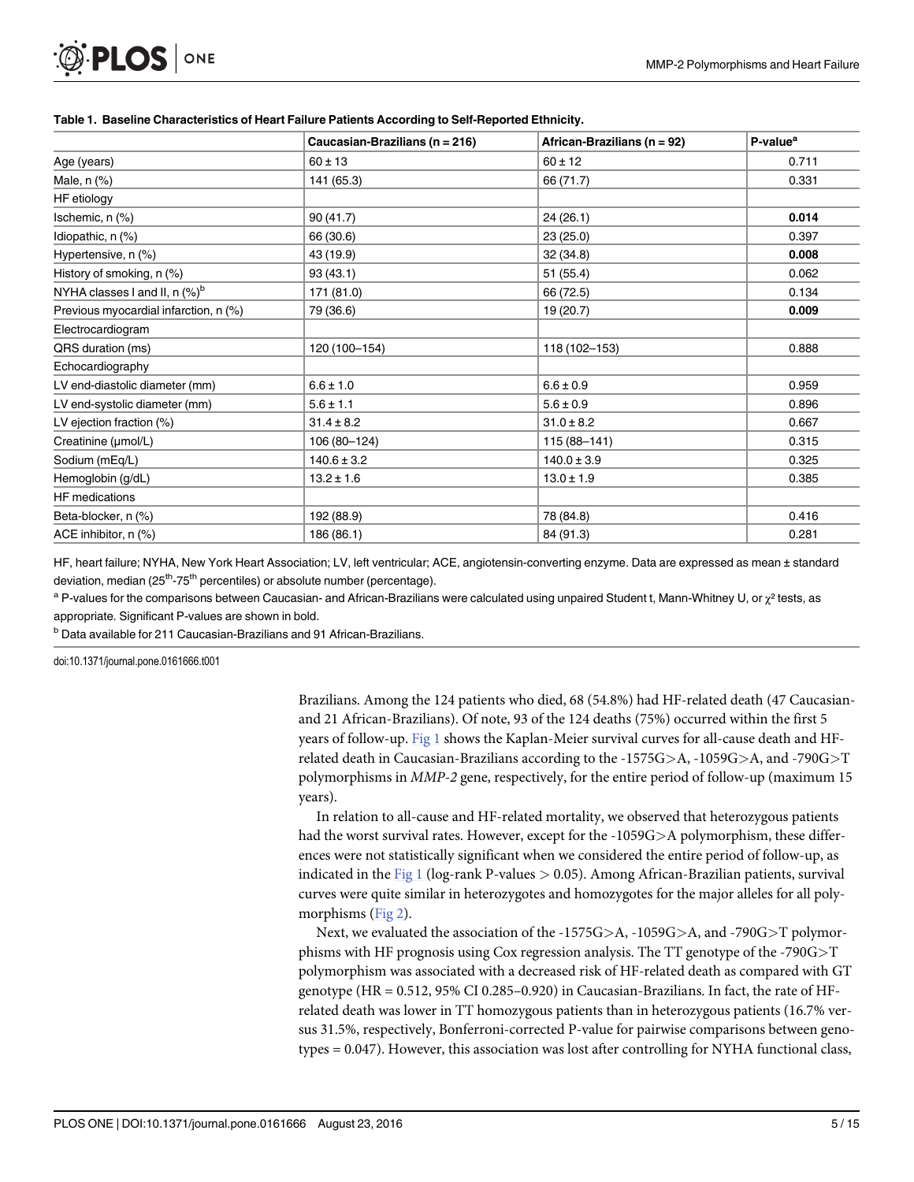**Table 1. Baseline Characteristics of Heart Failure Patients According to Self-Reported Ethnicity.**

| | Caucasian-Brazilians (n = 216) | African-Brazilians (n = 92) | P-value[a] |
|---|---|---|---|
| Age (years) | 60 ± 13 | 60 ± 12 | 0.711 |
| Male, n (%) | 141 (65.3) | 66 (71.7) | 0.331 |
| HF etiology | | | |
| Ischemic, n (%) | 90 (41.7) | 24 (26.1) | **0.014** |
| Idiopathic, n (%) | 66 (30.6) | 23 (25.0) | 0.397 |
| Hypertensive, n (%) | 43 (19.9) | 32 (34.8) | **0.008** |
| History of smoking, n (%) | 93 (43.1) | 51 (55.4) | 0.062 |
| NYHA classes I and II, n (%)[b] | 171 (81.0) | 66 (72.5) | 0.134 |
| Previous myocardial infarction, n (%) | 79 (36.6) | 19 (20.7) | **0.009** |
| Electrocardiogram | | | |
| QRS duration (ms) | 120 (100–154) | 118 (102–153) | 0.888 |
| Echocardiography | | | |
| LV end-diastolic diameter (mm) | 6.6 ± 1.0 | 6.6 ± 0.9 | 0.959 |
| LV end-systolic diameter (mm) | 5.6 ± 1.1 | 5.6 ± 0.9 | 0.896 |
| LV ejection fraction (%) | 31.4 ± 8.2 | 31.0 ± 8.2 | 0.667 |
| Creatinine (μmol/L) | 106 (80–124) | 115 (88–141) | 0.315 |
| Sodium (mEq/L) | 140.6 ± 3.2 | 140.0 ± 3.9 | 0.325 |
| Hemoglobin (g/dL) | 13.2 ± 1.6 | 13.0 ± 1.9 | 0.385 |
| HF medications | | | |
| Beta-blocker, n (%) | 192 (88.9) | 78 (84.8) | 0.416 |
| ACE inhibitor, n (%) | 186 (86.1) | 84 (91.3) | 0.281 |

HF, heart failure; NYHA, New York Heart Association; LV, left ventricular; ACE, angiotensin-converting enzyme. Data are expressed as mean ± standard deviation, median (25th-75th percentiles) or absolute number (percentage).

[a] P-values for the comparisons between Caucasian- and African-Brazilians were calculated using unpaired Student t, Mann-Whitney U, or $\chi^2$ tests, as appropriate. Significant P-values are shown in bold.

[b] Data available for 211 Caucasian-Brazilians and 91 African-Brazilians.

doi:10.1371/journal.pone.0161666.t001

Brazilians. Among the 124 patients who died, 68 (54.8%) had HF-related death (47 Caucasian- and 21 African-Brazilians). Of note, 93 of the 124 deaths (75%) occurred within the first 5 years of follow-up. Fig 1 shows the Kaplan-Meier survival curves for all-cause death and HF-related death in Caucasian-Brazilians according to the -1575G>A, -1059G>A, and -790G>T polymorphisms in *MMP-2* gene, respectively, for the entire period of follow-up (maximum 15 years).

In relation to all-cause and HF-related mortality, we observed that heterozygous patients had the worst survival rates. However, except for the -1059G>A polymorphism, these differences were not statistically significant when we considered the entire period of follow-up, as indicated in the Fig 1 (log-rank P-values > 0.05). Among African-Brazilian patients, survival curves were quite similar in heterozygotes and homozygotes for the major alleles for all polymorphisms (Fig 2).

Next, we evaluated the association of the -1575G>A, -1059G>A, and -790G>T polymorphisms with HF prognosis using Cox regression analysis. The TT genotype of the -790G>T polymorphism was associated with a decreased risk of HF-related death as compared with GT genotype (HR = 0.512, 95% CI 0.285–0.920) in Caucasian-Brazilians. In fact, the rate of HF-related death was lower in TT homozygous patients than in heterozygous patients (16.7% versus 31.5%, respectively, Bonferroni-corrected P-value for pairwise comparisons between genotypes = 0.047). However, this association was lost after controlling for NYHA functional class,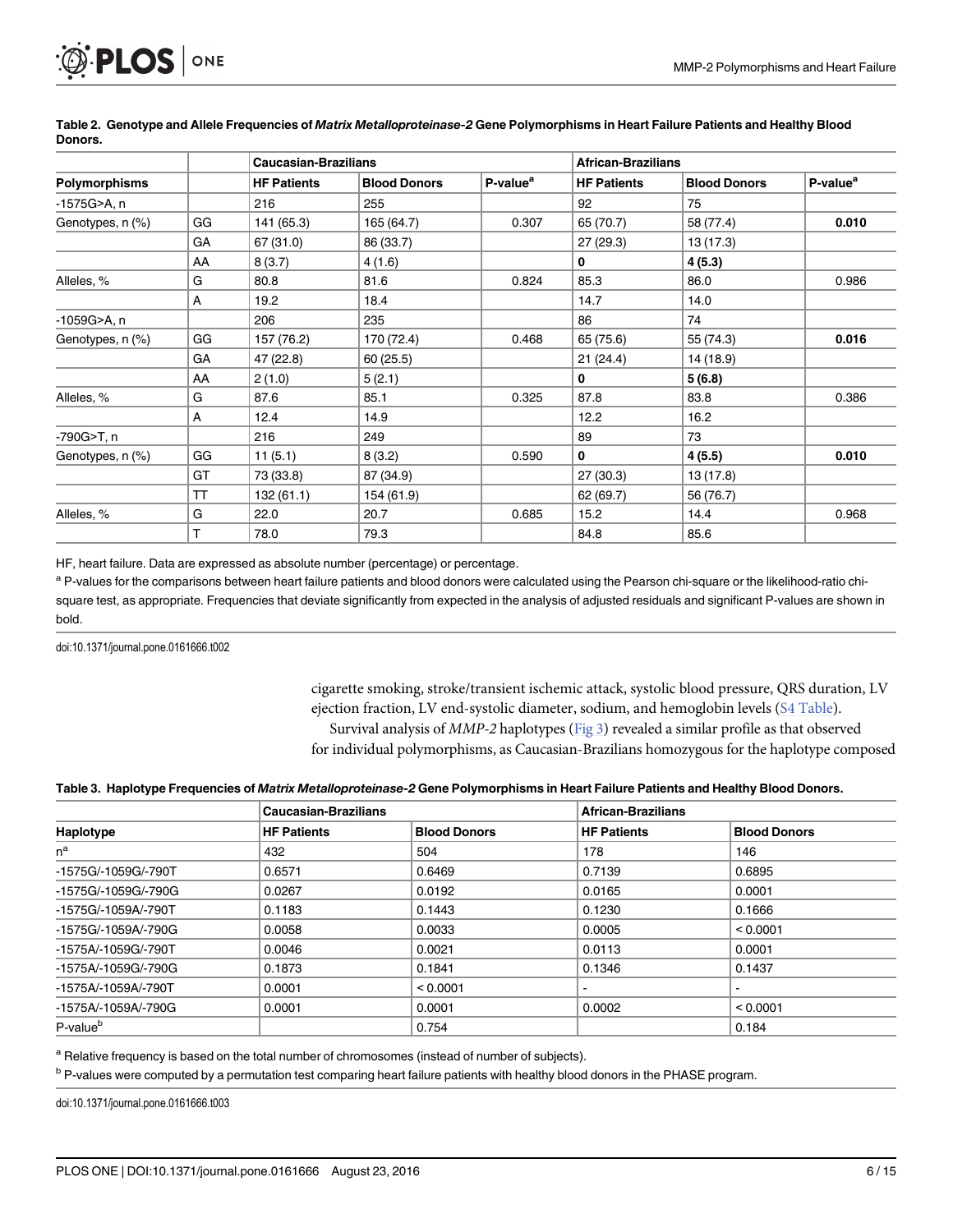**Table 2. Genotype and Allele Frequencies of *Matrix Metalloproteinase-2* Gene Polymorphisms in Heart Failure Patients and Healthy Blood Donors.**

| | | Caucasian-Brazilians | | | African-Brazilians | | |
|---|---|---|---|---|---|---|---|
| Polymorphisms | | HF Patients | Blood Donors | P-value[a] | HF Patients | Blood Donors | P-value[a] |
| -1575G>A, n | | 216 | 255 | | 92 | 75 | |
| Genotypes, n (%) | GG | 141 (65.3) | 165 (64.7) | 0.307 | 65 (70.7) | 58 (77.4) | **0.010** |
| | GA | 67 (31.0) | 86 (33.7) | | 27 (29.3) | 13 (17.3) | |
| | AA | 8 (3.7) | 4 (1.6) | | **0** | **4 (5.3)** | |
| Alleles, % | G | 80.8 | 81.6 | 0.824 | 85.3 | 86.0 | 0.986 |
| | A | 19.2 | 18.4 | | 14.7 | 14.0 | |
| -1059G>A, n | | 206 | 235 | | 86 | 74 | |
| Genotypes, n (%) | GG | 157 (76.2) | 170 (72.4) | 0.468 | 65 (75.6) | 55 (74.3) | **0.016** |
| | GA | 47 (22.8) | 60 (25.5) | | 21 (24.4) | 14 (18.9) | |
| | AA | 2 (1.0) | 5 (2.1) | | **0** | **5 (6.8)** | |
| Alleles, % | G | 87.6 | 85.1 | 0.325 | 87.8 | 83.8 | 0.386 |
| | A | 12.4 | 14.9 | | 12.2 | 16.2 | |
| -790G>T, n | | 216 | 249 | | 89 | 73 | |
| Genotypes, n (%) | GG | 11 (5.1) | 8 (3.2) | 0.590 | **0** | **4 (5.5)** | **0.010** |
| | GT | 73 (33.8) | 87 (34.9) | | 27 (30.3) | 13 (17.8) | |
| | TT | 132 (61.1) | 154 (61.9) | | 62 (69.7) | 56 (76.7) | |
| Alleles, % | G | 22.0 | 20.7 | 0.685 | 15.2 | 14.4 | 0.968 |
| | T | 78.0 | 79.3 | | 84.8 | 85.6 | |

HF, heart failure. Data are expressed as absolute number (percentage) or percentage.

[a] P-values for the comparisons between heart failure patients and blood donors were calculated using the Pearson chi-square or the likelihood-ratio chi-square test, as appropriate. Frequencies that deviate significantly from expected in the analysis of adjusted residuals and significant P-values are shown in bold.

doi:10.1371/journal.pone.0161666.t002

cigarette smoking, stroke/transient ischemic attack, systolic blood pressure, QRS duration, LV ejection fraction, LV end-systolic diameter, sodium, and hemoglobin levels (S4 Table).

Survival analysis of *MMP-2* haplotypes (Fig 3) revealed a similar profile as that observed for individual polymorphisms, as Caucasian-Brazilians homozygous for the haplotype composed

**Table 3. Haplotype Frequencies of *Matrix Metalloproteinase-2* Gene Polymorphisms in Heart Failure Patients and Healthy Blood Donors.**

| | Caucasian-Brazilians | | African-Brazilians | |
|---|---|---|---|---|
| Haplotype | HF Patients | Blood Donors | HF Patients | Blood Donors |
| n[a] | 432 | 504 | 178 | 146 |
| -1575G/-1059G/-790T | 0.6571 | 0.6469 | 0.7139 | 0.6895 |
| -1575G/-1059G/-790G | 0.0267 | 0.0192 | 0.0165 | 0.0001 |
| -1575G/-1059A/-790T | 0.1183 | 0.1443 | 0.1230 | 0.1666 |
| -1575G/-1059A/-790G | 0.0058 | 0.0033 | 0.0005 | < 0.0001 |
| -1575A/-1059G/-790T | 0.0046 | 0.0021 | 0.0113 | 0.0001 |
| -1575A/-1059G/-790G | 0.1873 | 0.1841 | 0.1346 | 0.1437 |
| -1575A/-1059A/-790T | 0.0001 | < 0.0001 | - | - |
| -1575A/-1059A/-790G | 0.0001 | 0.0001 | 0.0002 | < 0.0001 |
| P-value[b] | | 0.754 | | 0.184 |

[a] Relative frequency is based on the total number of chromosomes (instead of number of subjects).

[b] P-values were computed by a permutation test comparing heart failure patients with healthy blood donors in the PHASE program.

doi:10.1371/journal.pone.0161666.t003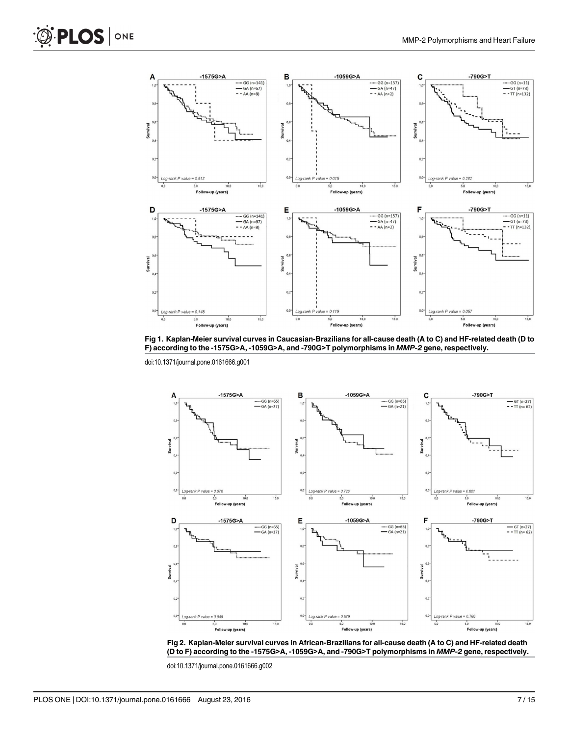Fig 1. Kaplan-Meier survival curves in Caucasian-Brazilians for all-cause death (A to C) and HF-related death (D to F) according to the -1575G>A, -1059G>A, and -790G>T polymorphisms in *MMP-2* gene, respectively.

doi:10.1371/journal.pone.0161666.g001

Fig 2. Kaplan-Meier survival curves in African-Brazilians for all-cause death (A to C) and HF-related death (D to F) according to the -1575G>A, -1059G>A, and -790G>T polymorphisms in *MMP-2* gene, respectively.

doi:10.1371/journal.pone.0161666.g002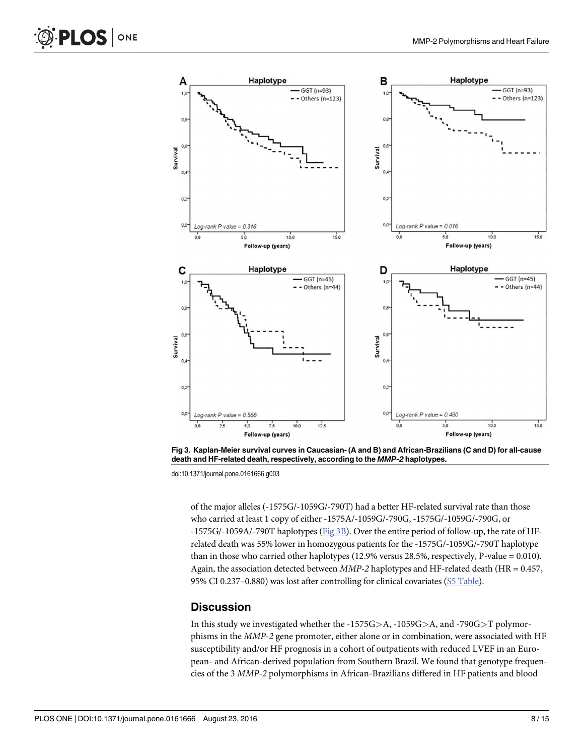Fig 3. Kaplan-Meier survival curves in Caucasian- (A and B) and African-Brazilians (C and D) for all-cause death and HF-related death, respectively, according to the *MMP-2* haplotypes.

doi:10.1371/journal.pone.0161666.g003

of the major alleles (-1575G/-1059G/-790T) had a better HF-related survival rate than those who carried at least 1 copy of either -1575A/-1059G/-790G, -1575G/-1059G/-790G, or -1575G/-1059A/-790T haplotypes (Fig 3B). Over the entire period of follow-up, the rate of HF-related death was 55% lower in homozygous patients for the -1575G/-1059G/-790T haplotype than in those who carried other haplotypes (12.9% versus 28.5%, respectively, P-value = 0.010). Again, the association detected between *MMP-2* haplotypes and HF-related death (HR = 0.457, 95% CI 0.237–0.880) was lost after controlling for clinical covariates (S5 Table).

## Discussion

In this study we investigated whether the -1575G>A, -1059G>A, and -790G>T polymorphisms in the *MMP-2* gene promoter, either alone or in combination, were associated with HF susceptibility and/or HF prognosis in a cohort of outpatients with reduced LVEF in an European- and African-derived population from Southern Brazil. We found that genotype frequencies of the 3 *MMP-2* polymorphisms in African-Brazilians differed in HF patients and blood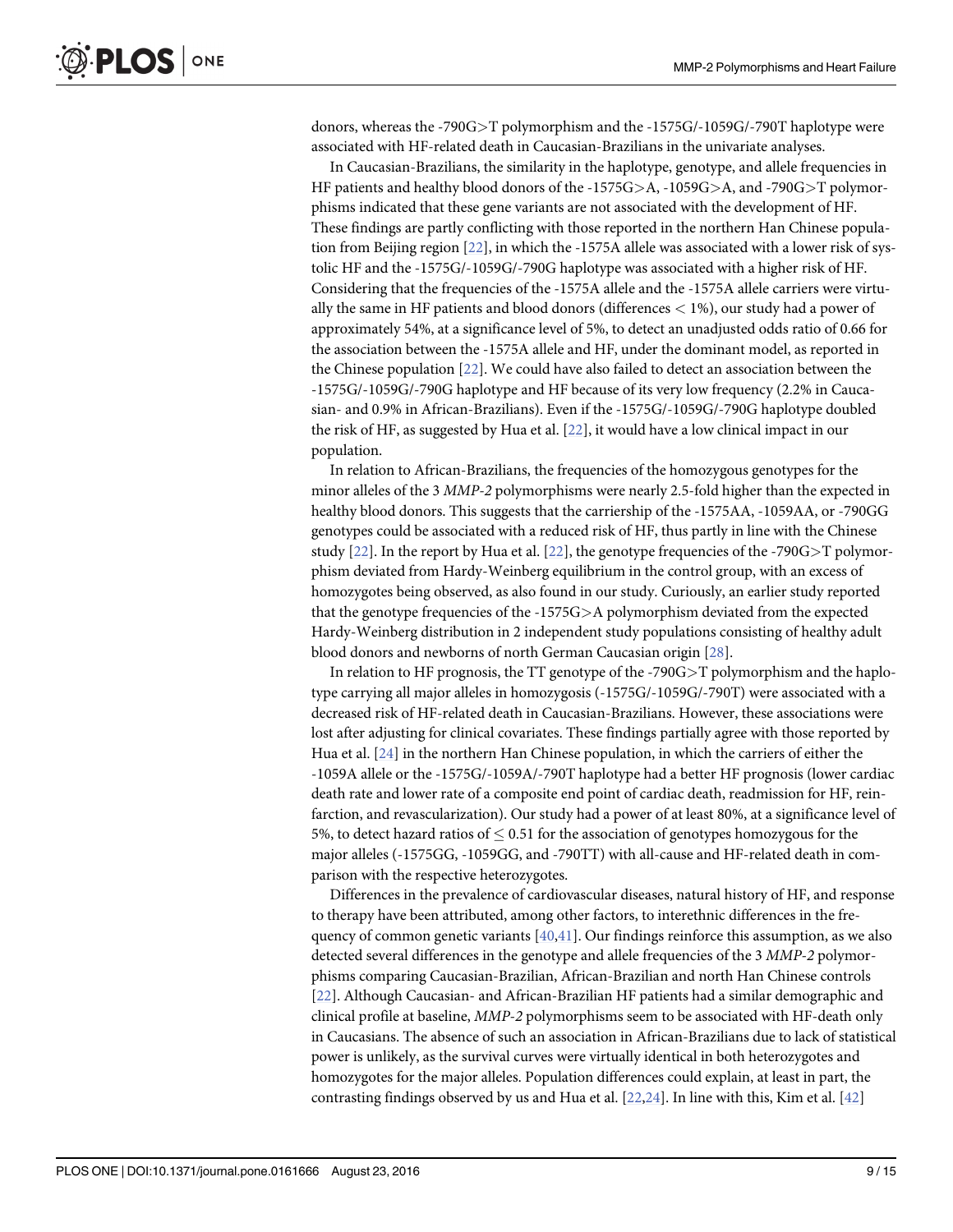donors, whereas the -790G>T polymorphism and the -1575G/-1059G/-790T haplotype were associated with HF-related death in Caucasian-Brazilians in the univariate analyses.

In Caucasian-Brazilians, the similarity in the haplotype, genotype, and allele frequencies in HF patients and healthy blood donors of the -1575G>A, -1059G>A, and -790G>T polymorphisms indicated that these gene variants are not associated with the development of HF. These findings are partly conflicting with those reported in the northern Han Chinese population from Beijing region [22], in which the -1575A allele was associated with a lower risk of systolic HF and the -1575G/-1059G/-790G haplotype was associated with a higher risk of HF. Considering that the frequencies of the -1575A allele and the -1575A allele carriers were virtually the same in HF patients and blood donors (differences $< 1\%$), our study had a power of approximately 54%, at a significance level of 5%, to detect an unadjusted odds ratio of 0.66 for the association between the -1575A allele and HF, under the dominant model, as reported in the Chinese population [22]. We could have also failed to detect an association between the -1575G/-1059G/-790G haplotype and HF because of its very low frequency (2.2% in Caucasian- and 0.9% in African-Brazilians). Even if the -1575G/-1059G/-790G haplotype doubled the risk of HF, as suggested by Hua et al. [22], it would have a low clinical impact in our population.

In relation to African-Brazilians, the frequencies of the homozygous genotypes for the minor alleles of the 3 *MMP-2* polymorphisms were nearly 2.5-fold higher than the expected in healthy blood donors. This suggests that the carriership of the -1575AA, -1059AA, or -790GG genotypes could be associated with a reduced risk of HF, thus partly in line with the Chinese study [22]. In the report by Hua et al. [22], the genotype frequencies of the -790G>T polymorphism deviated from Hardy-Weinberg equilibrium in the control group, with an excess of homozygotes being observed, as also found in our study. Curiously, an earlier study reported that the genotype frequencies of the -1575G>A polymorphism deviated from the expected Hardy-Weinberg distribution in 2 independent study populations consisting of healthy adult blood donors and newborns of north German Caucasian origin [28].

In relation to HF prognosis, the TT genotype of the -790G>T polymorphism and the haplotype carrying all major alleles in homozygosis (-1575G/-1059G/-790T) were associated with a decreased risk of HF-related death in Caucasian-Brazilians. However, these associations were lost after adjusting for clinical covariates. These findings partially agree with those reported by Hua et al. [24] in the northern Han Chinese population, in which the carriers of either the -1059A allele or the -1575G/-1059A/-790T haplotype had a better HF prognosis (lower cardiac death rate and lower rate of a composite end point of cardiac death, readmission for HF, reinfarction, and revascularization). Our study had a power of at least 80%, at a significance level of 5%, to detect hazard ratios of $\leq 0.51$ for the association of genotypes homozygous for the major alleles (-1575GG, -1059GG, and -790TT) with all-cause and HF-related death in comparison with the respective heterozygotes.

Differences in the prevalence of cardiovascular diseases, natural history of HF, and response to therapy have been attributed, among other factors, to interethnic differences in the frequency of common genetic variants [40,41]. Our findings reinforce this assumption, as we also detected several differences in the genotype and allele frequencies of the 3 *MMP-2* polymorphisms comparing Caucasian-Brazilian, African-Brazilian and north Han Chinese controls [22]. Although Caucasian- and African-Brazilian HF patients had a similar demographic and clinical profile at baseline, *MMP-2* polymorphisms seem to be associated with HF-death only in Caucasians. The absence of such an association in African-Brazilians due to lack of statistical power is unlikely, as the survival curves were virtually identical in both heterozygotes and homozygotes for the major alleles. Population differences could explain, at least in part, the contrasting findings observed by us and Hua et al. [22,24]. In line with this, Kim et al. [42]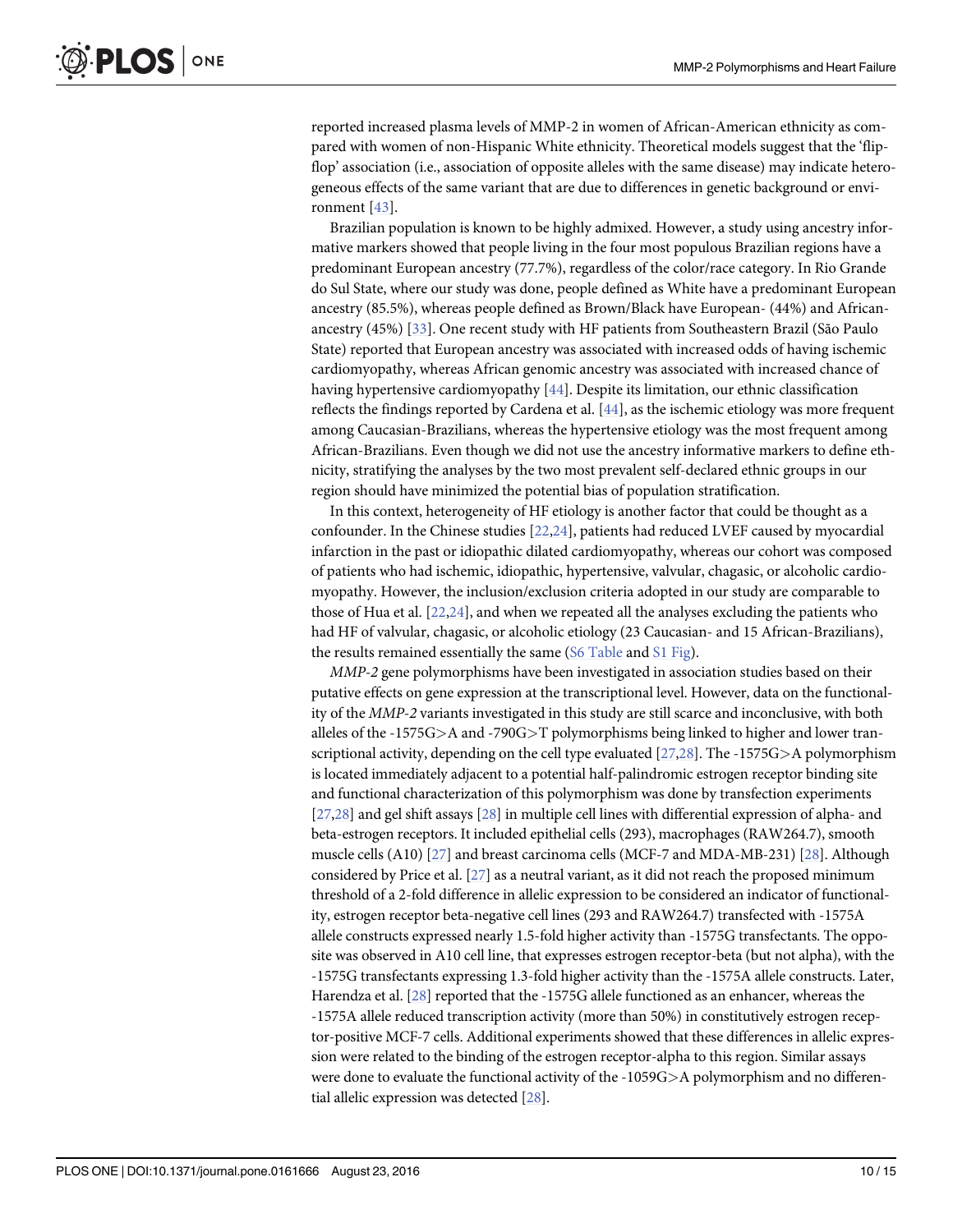reported increased plasma levels of MMP-2 in women of African-American ethnicity as compared with women of non-Hispanic White ethnicity. Theoretical models suggest that the 'flip-flop' association (i.e., association of opposite alleles with the same disease) may indicate heterogeneous effects of the same variant that are due to differences in genetic background or environment [43].

Brazilian population is known to be highly admixed. However, a study using ancestry informative markers showed that people living in the four most populous Brazilian regions have a predominant European ancestry (77.7%), regardless of the color/race category. In Rio Grande do Sul State, where our study was done, people defined as White have a predominant European ancestry (85.5%), whereas people defined as Brown/Black have European- (44%) and African-ancestry (45%) [33]. One recent study with HF patients from Southeastern Brazil (São Paulo State) reported that European ancestry was associated with increased odds of having ischemic cardiomyopathy, whereas African genomic ancestry was associated with increased chance of having hypertensive cardiomyopathy [44]. Despite its limitation, our ethnic classification reflects the findings reported by Cardena et al. [44], as the ischemic etiology was more frequent among Caucasian-Brazilians, whereas the hypertensive etiology was the most frequent among African-Brazilians. Even though we did not use the ancestry informative markers to define ethnicity, stratifying the analyses by the two most prevalent self-declared ethnic groups in our region should have minimized the potential bias of population stratification.

In this context, heterogeneity of HF etiology is another factor that could be thought as a confounder. In the Chinese studies [22,24], patients had reduced LVEF caused by myocardial infarction in the past or idiopathic dilated cardiomyopathy, whereas our cohort was composed of patients who had ischemic, idiopathic, hypertensive, valvular, chagasic, or alcoholic cardiomyopathy. However, the inclusion/exclusion criteria adopted in our study are comparable to those of Hua et al. [22,24], and when we repeated all the analyses excluding the patients who had HF of valvular, chagasic, or alcoholic etiology (23 Caucasian- and 15 African-Brazilians), the results remained essentially the same (S6 Table and S1 Fig).

*MMP-2* gene polymorphisms have been investigated in association studies based on their putative effects on gene expression at the transcriptional level. However, data on the functionality of the *MMP-2* variants investigated in this study are still scarce and inconclusive, with both alleles of the -1575G>A and -790G>T polymorphisms being linked to higher and lower transcriptional activity, depending on the cell type evaluated [27,28]. The -1575G>A polymorphism is located immediately adjacent to a potential half-palindromic estrogen receptor binding site and functional characterization of this polymorphism was done by transfection experiments [27,28] and gel shift assays [28] in multiple cell lines with differential expression of alpha- and beta-estrogen receptors. It included epithelial cells (293), macrophages (RAW264.7), smooth muscle cells (A10) [27] and breast carcinoma cells (MCF-7 and MDA-MB-231) [28]. Although considered by Price et al. [27] as a neutral variant, as it did not reach the proposed minimum threshold of a 2-fold difference in allelic expression to be considered an indicator of functionality, estrogen receptor beta-negative cell lines (293 and RAW264.7) transfected with -1575A allele constructs expressed nearly 1.5-fold higher activity than -1575G transfectants. The opposite was observed in A10 cell line, that expresses estrogen receptor-beta (but not alpha), with the -1575G transfectants expressing 1.3-fold higher activity than the -1575A allele constructs. Later, Harendza et al. [28] reported that the -1575G allele functioned as an enhancer, whereas the -1575A allele reduced transcription activity (more than 50%) in constitutively estrogen receptor-positive MCF-7 cells. Additional experiments showed that these differences in allelic expression were related to the binding of the estrogen receptor-alpha to this region. Similar assays were done to evaluate the functional activity of the -1059G>A polymorphism and no differential allelic expression was detected [28].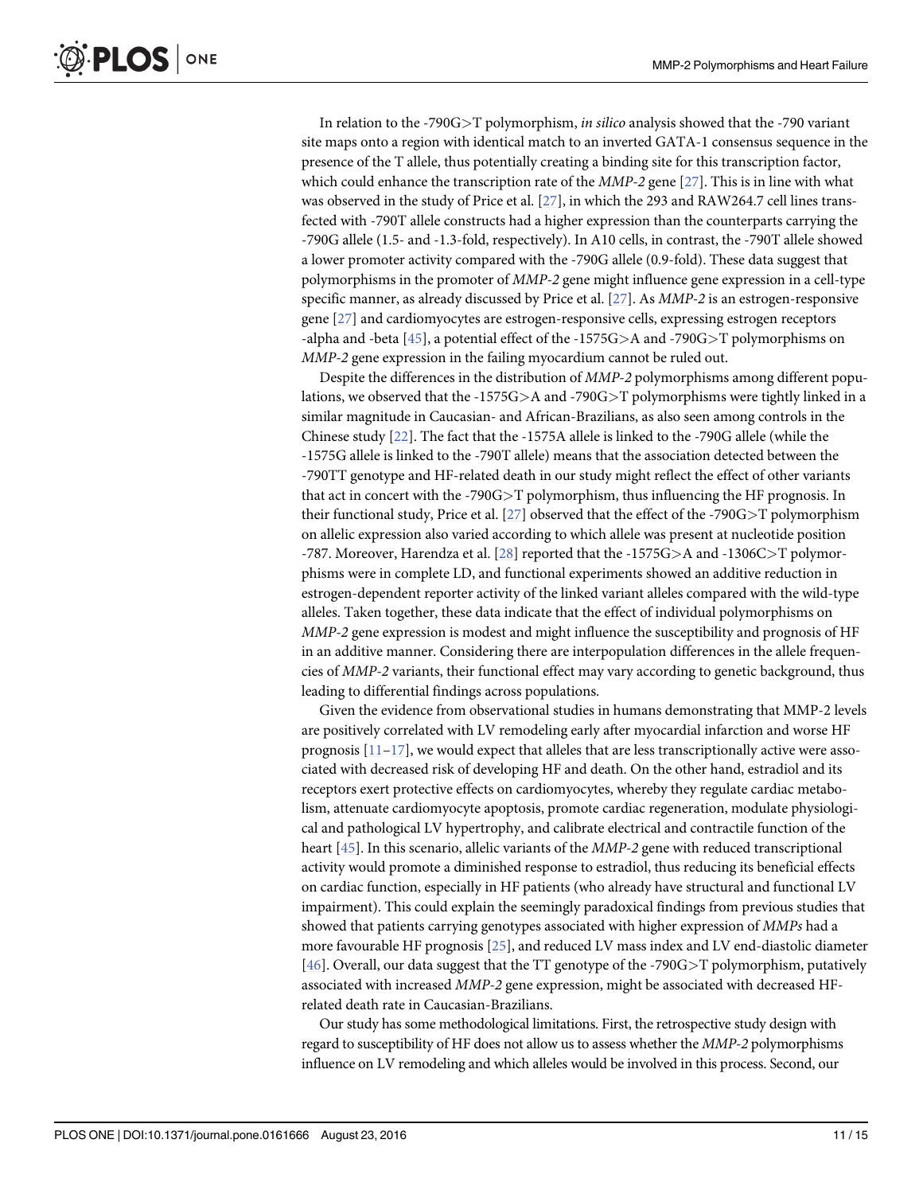In relation to the -790G>T polymorphism, *in silico* analysis showed that the -790 variant site maps onto a region with identical match to an inverted GATA-1 consensus sequence in the presence of the T allele, thus potentially creating a binding site for this transcription factor, which could enhance the transcription rate of the *MMP-2* gene [27]. This is in line with what was observed in the study of Price et al. [27], in which the 293 and RAW264.7 cell lines transfected with -790T allele constructs had a higher expression than the counterparts carrying the -790G allele (1.5- and -1.3-fold, respectively). In A10 cells, in contrast, the -790T allele showed a lower promoter activity compared with the -790G allele (0.9-fold). These data suggest that polymorphisms in the promoter of *MMP-2* gene might influence gene expression in a cell-type specific manner, as already discussed by Price et al. [27]. As *MMP-2* is an estrogen-responsive gene [27] and cardiomyocytes are estrogen-responsive cells, expressing estrogen receptors -alpha and -beta [45], a potential effect of the -1575G>A and -790G>T polymorphisms on *MMP-2* gene expression in the failing myocardium cannot be ruled out.

Despite the differences in the distribution of *MMP-2* polymorphisms among different populations, we observed that the -1575G>A and -790G>T polymorphisms were tightly linked in a similar magnitude in Caucasian- and African-Brazilians, as also seen among controls in the Chinese study [22]. The fact that the -1575A allele is linked to the -790G allele (while the -1575G allele is linked to the -790T allele) means that the association detected between the -790TT genotype and HF-related death in our study might reflect the effect of other variants that act in concert with the -790G>T polymorphism, thus influencing the HF prognosis. In their functional study, Price et al. [27] observed that the effect of the -790G>T polymorphism on allelic expression also varied according to which allele was present at nucleotide position -787. Moreover, Harendza et al. [28] reported that the -1575G>A and -1306C>T polymorphisms were in complete LD, and functional experiments showed an additive reduction in estrogen-dependent reporter activity of the linked variant alleles compared with the wild-type alleles. Taken together, these data indicate that the effect of individual polymorphisms on *MMP-2* gene expression is modest and might influence the susceptibility and prognosis of HF in an additive manner. Considering there are interpopulation differences in the allele frequencies of *MMP-2* variants, their functional effect may vary according to genetic background, thus leading to differential findings across populations.

Given the evidence from observational studies in humans demonstrating that MMP-2 levels are positively correlated with LV remodeling early after myocardial infarction and worse HF prognosis [11–17], we would expect that alleles that are less transcriptionally active were associated with decreased risk of developing HF and death. On the other hand, estradiol and its receptors exert protective effects on cardiomyocytes, whereby they regulate cardiac metabolism, attenuate cardiomyocyte apoptosis, promote cardiac regeneration, modulate physiological and pathological LV hypertrophy, and calibrate electrical and contractile function of the heart [45]. In this scenario, allelic variants of the *MMP-2* gene with reduced transcriptional activity would promote a diminished response to estradiol, thus reducing its beneficial effects on cardiac function, especially in HF patients (who already have structural and functional LV impairment). This could explain the seemingly paradoxical findings from previous studies that showed that patients carrying genotypes associated with higher expression of *MMPs* had a more favourable HF prognosis [25], and reduced LV mass index and LV end-diastolic diameter [46]. Overall, our data suggest that the TT genotype of the -790G>T polymorphism, putatively associated with increased *MMP-2* gene expression, might be associated with decreased HF-related death rate in Caucasian-Brazilians.

Our study has some methodological limitations. First, the retrospective study design with regard to susceptibility of HF does not allow us to assess whether the *MMP-2* polymorphisms influence on LV remodeling and which alleles would be involved in this process. Second, our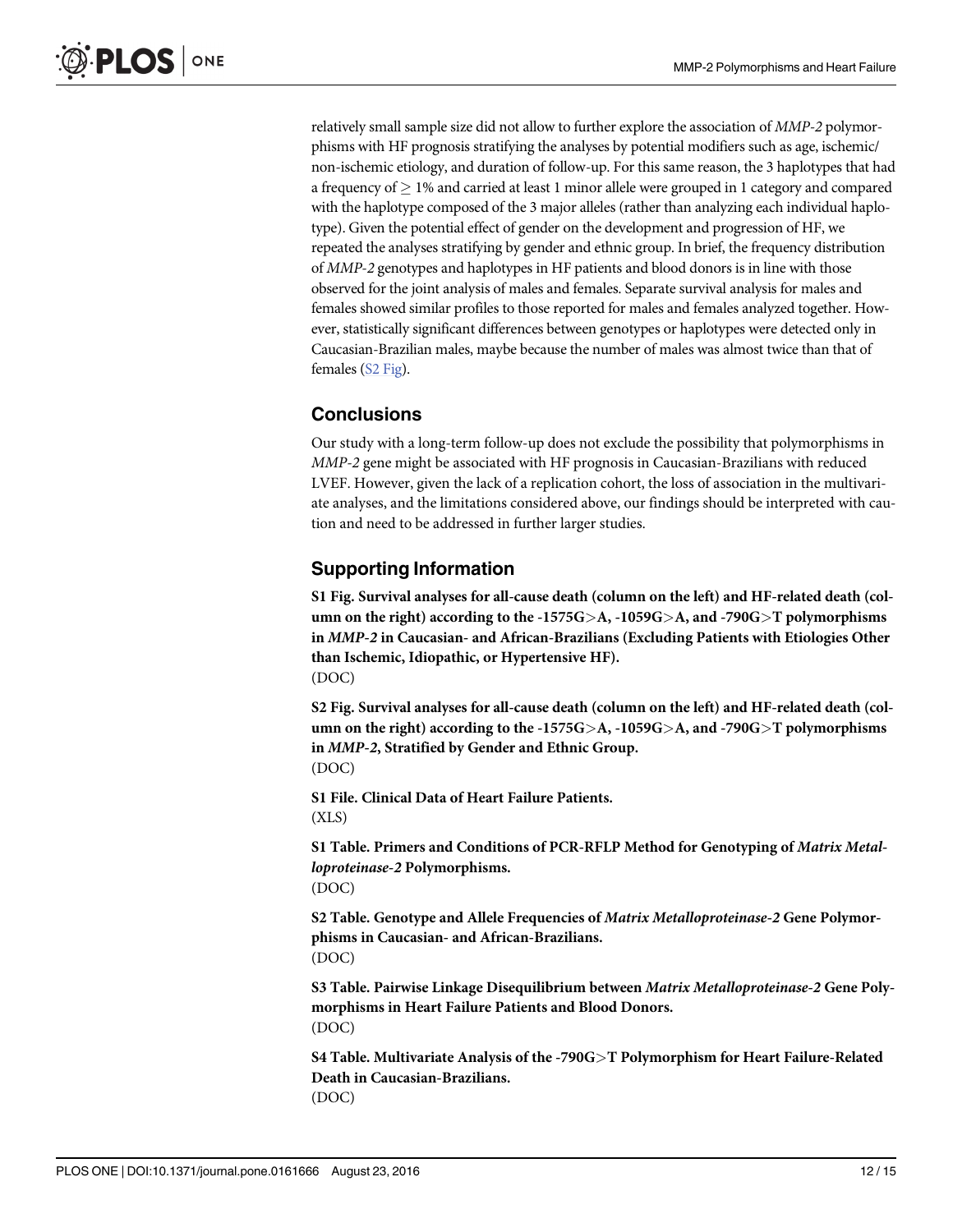relatively small sample size did not allow to further explore the association of *MMP-2* polymorphisms with HF prognosis stratifying the analyses by potential modifiers such as age, ischemic/non-ischemic etiology, and duration of follow-up. For this same reason, the 3 haplotypes that had a frequency of $\geq$ 1% and carried at least 1 minor allele were grouped in 1 category and compared with the haplotype composed of the 3 major alleles (rather than analyzing each individual haplotype). Given the potential effect of gender on the development and progression of HF, we repeated the analyses stratifying by gender and ethnic group. In brief, the frequency distribution of *MMP-2* genotypes and haplotypes in HF patients and blood donors is in line with those observed for the joint analysis of males and females. Separate survival analysis for males and females showed similar profiles to those reported for males and females analyzed together. However, statistically significant differences between genotypes or haplotypes were detected only in Caucasian-Brazilian males, maybe because the number of males was almost twice than that of females (S2 Fig).

## Conclusions

Our study with a long-term follow-up does not exclude the possibility that polymorphisms in *MMP-2* gene might be associated with HF prognosis in Caucasian-Brazilians with reduced LVEF. However, given the lack of a replication cohort, the loss of association in the multivariate analyses, and the limitations considered above, our findings should be interpreted with caution and need to be addressed in further larger studies.

## Supporting Information

**S1 Fig. Survival analyses for all-cause death (column on the left) and HF-related death (column on the right) according to the -1575G>A, -1059G>A, and -790G>T polymorphisms in *MMP-2* in Caucasian- and African-Brazilians (Excluding Patients with Etiologies Other than Ischemic, Idiopathic, or Hypertensive HF).**
(DOC)

**S2 Fig. Survival analyses for all-cause death (column on the left) and HF-related death (column on the right) according to the -1575G>A, -1059G>A, and -790G>T polymorphisms in *MMP-2*, Stratified by Gender and Ethnic Group.**
(DOC)

**S1 File. Clinical Data of Heart Failure Patients.**
(XLS)

**S1 Table. Primers and Conditions of PCR-RFLP Method for Genotyping of *Matrix Metalloproteinase-2* Polymorphisms.**
(DOC)

**S2 Table. Genotype and Allele Frequencies of *Matrix Metalloproteinase-2* Gene Polymorphisms in Caucasian- and African-Brazilians.**
(DOC)

**S3 Table. Pairwise Linkage Disequilibrium between *Matrix Metalloproteinase-2* Gene Polymorphisms in Heart Failure Patients and Blood Donors.**
(DOC)

**S4 Table. Multivariate Analysis of the -790G>T Polymorphism for Heart Failure-Related Death in Caucasian-Brazilians.**
(DOC)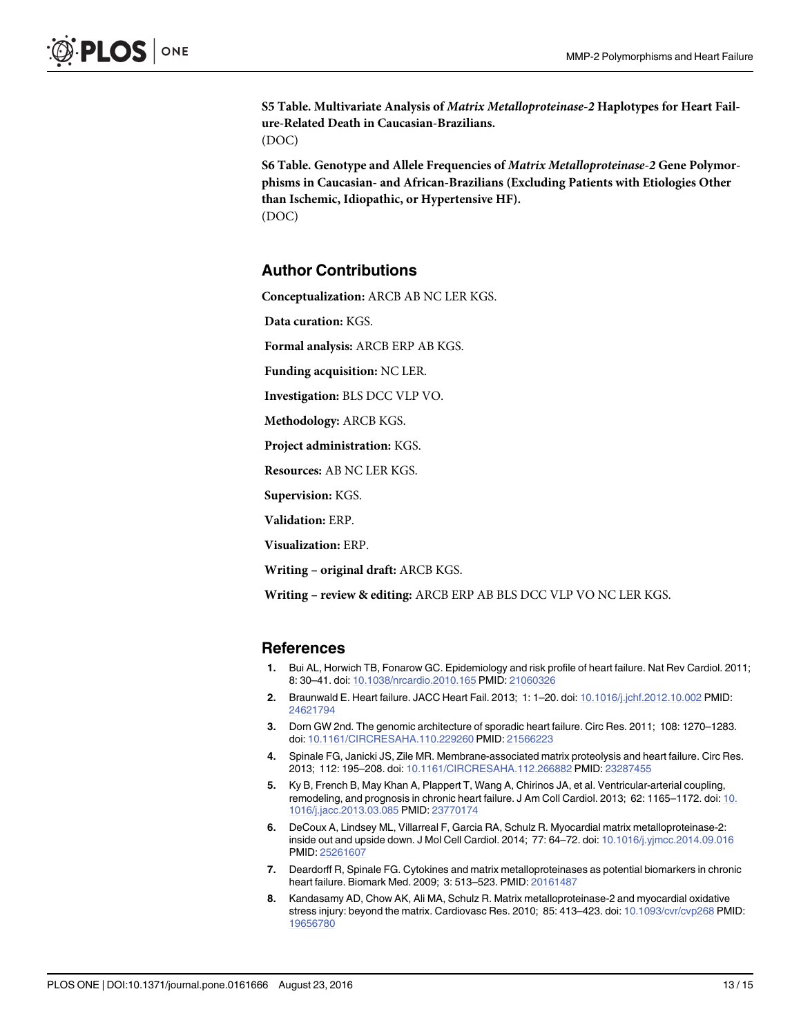**S5 Table. Multivariate Analysis of *Matrix Metalloproteinase-2* Haplotypes for Heart Failure-Related Death in Caucasian-Brazilians.**
(DOC)

**S6 Table. Genotype and Allele Frequencies of *Matrix Metalloproteinase-2* Gene Polymorphisms in Caucasian- and African-Brazilians (Excluding Patients with Etiologies Other than Ischemic, Idiopathic, or Hypertensive HF).**
(DOC)

## Author Contributions

**Conceptualization:** ARCB AB NC LER KGS.

**Data curation:** KGS.

**Formal analysis:** ARCB ERP AB KGS.

**Funding acquisition:** NC LER.

**Investigation:** BLS DCC VLP VO.

**Methodology:** ARCB KGS.

**Project administration:** KGS.

**Resources:** AB NC LER KGS.

**Supervision:** KGS.

**Validation:** ERP.

**Visualization:** ERP.

**Writing – original draft:** ARCB KGS.

**Writing – review & editing:** ARCB ERP AB BLS DCC VLP VO NC LER KGS.

## References

1. Bui AL, Horwich TB, Fonarow GC. Epidemiology and risk profile of heart failure. Nat Rev Cardiol. 2011; 8: 30–41. doi: 10.1038/nrcardio.2010.165 PMID: 21060326
2. Braunwald E. Heart failure. JACC Heart Fail. 2013; 1: 1–20. doi: 10.1016/j.jchf.2012.10.002 PMID: 24621794
3. Dorn GW 2nd. The genomic architecture of sporadic heart failure. Circ Res. 2011; 108: 1270–1283. doi: 10.1161/CIRCRESAHA.110.229260 PMID: 21566223
4. Spinale FG, Janicki JS, Zile MR. Membrane-associated matrix proteolysis and heart failure. Circ Res. 2013; 112: 195–208. doi: 10.1161/CIRCRESAHA.112.266882 PMID: 23287455
5. Ky B, French B, May Khan A, Plappert T, Wang A, Chirinos JA, et al. Ventricular-arterial coupling, remodeling, and prognosis in chronic heart failure. J Am Coll Cardiol. 2013; 62: 1165–1172. doi: 10.1016/j.jacc.2013.03.085 PMID: 23770174
6. DeCoux A, Lindsey ML, Villarreal F, Garcia RA, Schulz R. Myocardial matrix metalloproteinase-2: inside out and upside down. J Mol Cell Cardiol. 2014; 77: 64–72. doi: 10.1016/j.yjmcc.2014.09.016 PMID: 25261607
7. Deardorff R, Spinale FG. Cytokines and matrix metalloproteinases as potential biomarkers in chronic heart failure. Biomark Med. 2009; 3: 513–523. PMID: 20161487
8. Kandasamy AD, Chow AK, Ali MA, Schulz R. Matrix metalloproteinase-2 and myocardial oxidative stress injury: beyond the matrix. Cardiovasc Res. 2010; 85: 413–423. doi: 10.1093/cvr/cvp268 PMID: 19656780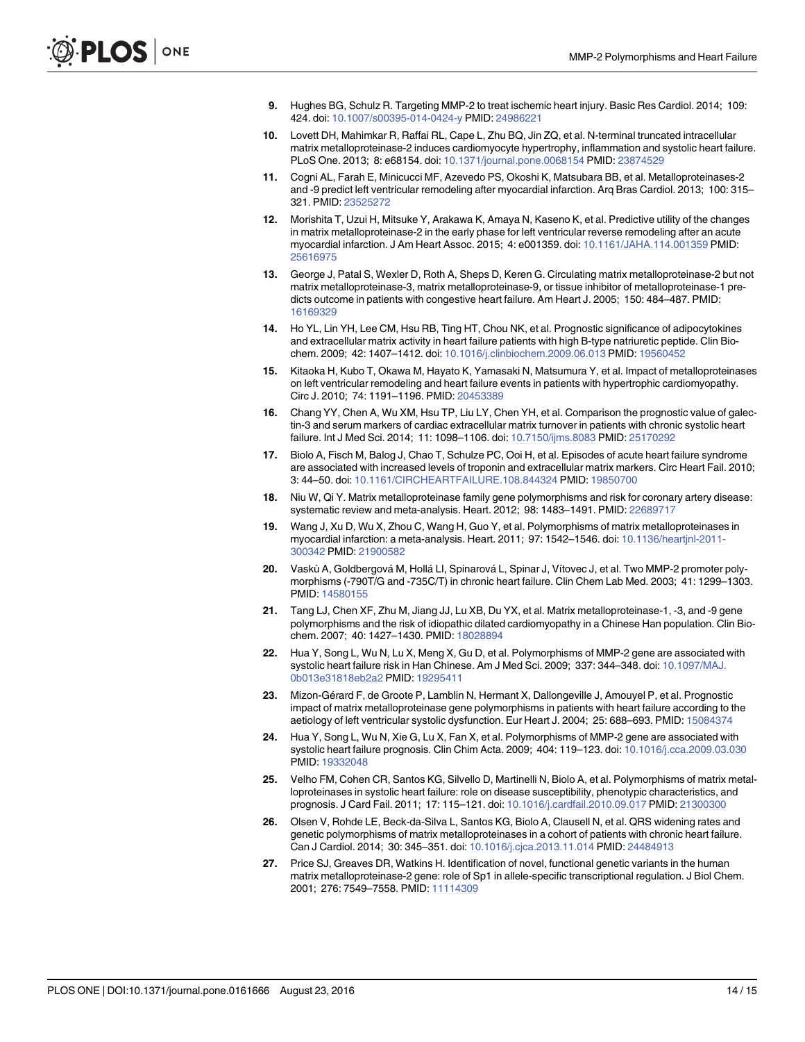9. Hughes BG, Schulz R. Targeting MMP-2 to treat ischemic heart injury. Basic Res Cardiol. 2014; 109: 424. doi: 10.1007/s00395-014-0424-y PMID: 24986221
10. Lovett DH, Mahimkar R, Raffai RL, Cape L, Zhu BQ, Jin ZQ, et al. N-terminal truncated intracellular matrix metalloproteinase-2 induces cardiomyocyte hypertrophy, inflammation and systolic heart failure. PLoS One. 2013; 8: e68154. doi: 10.1371/journal.pone.0068154 PMID: 23874529
11. Cogni AL, Farah E, Minicucci MF, Azevedo PS, Okoshi K, Matsubara BB, et al. Metalloproteinases-2 and -9 predict left ventricular remodeling after myocardial infarction. Arq Bras Cardiol. 2013; 100: 315–321. PMID: 23525272
12. Morishita T, Uzui H, Mitsuke Y, Arakawa K, Amaya N, Kaseno K, et al. Predictive utility of the changes in matrix metalloproteinase-2 in the early phase for left ventricular reverse remodeling after an acute myocardial infarction. J Am Heart Assoc. 2015; 4: e001359. doi: 10.1161/JAHA.114.001359 PMID: 25616975
13. George J, Patal S, Wexler D, Roth A, Sheps D, Keren G. Circulating matrix metalloproteinase-2 but not matrix metalloproteinase-3, matrix metalloproteinase-9, or tissue inhibitor of metalloproteinase-1 predicts outcome in patients with congestive heart failure. Am Heart J. 2005; 150: 484–487. PMID: 16169329
14. Ho YL, Lin YH, Lee CM, Hsu RB, Ting HT, Chou NK, et al. Prognostic significance of adipocytokines and extracellular matrix activity in heart failure patients with high B-type natriuretic peptide. Clin Biochem. 2009; 42: 1407–1412. doi: 10.1016/j.clinbiochem.2009.06.013 PMID: 19560452
15. Kitaoka H, Kubo T, Okawa M, Hayato K, Yamasaki N, Matsumura Y, et al. Impact of metalloproteinases on left ventricular remodeling and heart failure events in patients with hypertrophic cardiomyopathy. Circ J. 2010; 74: 1191–1196. PMID: 20453389
16. Chang YY, Chen A, Wu XM, Hsu TP, Liu LY, Chen YH, et al. Comparison the prognostic value of galectin-3 and serum markers of cardiac extracellular matrix turnover in patients with chronic systolic heart failure. Int J Med Sci. 2014; 11: 1098–1106. doi: 10.7150/ijms.8083 PMID: 25170292
17. Biolo A, Fisch M, Balog J, Chao T, Schulze PC, Ooi H, et al. Episodes of acute heart failure syndrome are associated with increased levels of troponin and extracellular matrix markers. Circ Heart Fail. 2010; 3: 44–50. doi: 10.1161/CIRCHEARTFAILURE.108.844324 PMID: 19850700
18. Niu W, Qi Y. Matrix metalloproteinase family gene polymorphisms and risk for coronary artery disease: systematic review and meta-analysis. Heart. 2012; 98: 1483–1491. PMID: 22689717
19. Wang J, Xu D, Wu X, Zhou C, Wang H, Guo Y, et al. Polymorphisms of matrix metalloproteinases in myocardial infarction: a meta-analysis. Heart. 2011; 97: 1542–1546. doi: 10.1136/heartjnl-2011-300342 PMID: 21900582
20. Vaskú A, Goldbergová M, Hollá LI, Spinarová L, Spinar J, Vítovec J, et al. Two MMP-2 promoter polymorphisms (-790T/G and -735C/T) in chronic heart failure. Clin Chem Lab Med. 2003; 41: 1299–1303. PMID: 14580155
21. Tang LJ, Chen XF, Zhu M, Jiang JJ, Lu XB, Du YX, et al. Matrix metalloproteinase-1, -3, and -9 gene polymorphisms and the risk of idiopathic dilated cardiomyopathy in a Chinese Han population. Clin Biochem. 2007; 40: 1427–1430. PMID: 18028894
22. Hua Y, Song L, Wu N, Lu X, Meng X, Gu D, et al. Polymorphisms of MMP-2 gene are associated with systolic heart failure risk in Han Chinese. Am J Med Sci. 2009; 337: 344–348. doi: 10.1097/MAJ.0b013e31818eb2a2 PMID: 19295411
23. Mizon-Gérard F, de Groote P, Lamblin N, Hermant X, Dallongeville J, Amouyel P, et al. Prognostic impact of matrix metalloproteinase gene polymorphisms in patients with heart failure according to the aetiology of left ventricular systolic dysfunction. Eur Heart J. 2004; 25: 688–693. PMID: 15084374
24. Hua Y, Song L, Wu N, Xie G, Lu X, Fan X, et al. Polymorphisms of MMP-2 gene are associated with systolic heart failure prognosis. Clin Chim Acta. 2009; 404: 119–123. doi: 10.1016/j.cca.2009.03.030 PMID: 19332048
25. Velho FM, Cohen CR, Santos KG, Silvello D, Martinelli N, Biolo A, et al. Polymorphisms of matrix metalloproteinases in systolic heart failure: role on disease susceptibility, phenotypic characteristics, and prognosis. J Card Fail. 2011; 17: 115–121. doi: 10.1016/j.cardfail.2010.09.017 PMID: 21300300
26. Olsen V, Rohde LE, Beck-da-Silva L, Santos KG, Biolo A, Clausell N, et al. QRS widening rates and genetic polymorphisms of matrix metalloproteinases in a cohort of patients with chronic heart failure. Can J Cardiol. 2014; 30: 345–351. doi: 10.1016/j.cjca.2013.11.014 PMID: 24484913
27. Price SJ, Greaves DR, Watkins H. Identification of novel, functional genetic variants in the human matrix metalloproteinase-2 gene: role of Sp1 in allele-specific transcriptional regulation. J Biol Chem. 2001; 276: 7549–7558. PMID: 11114309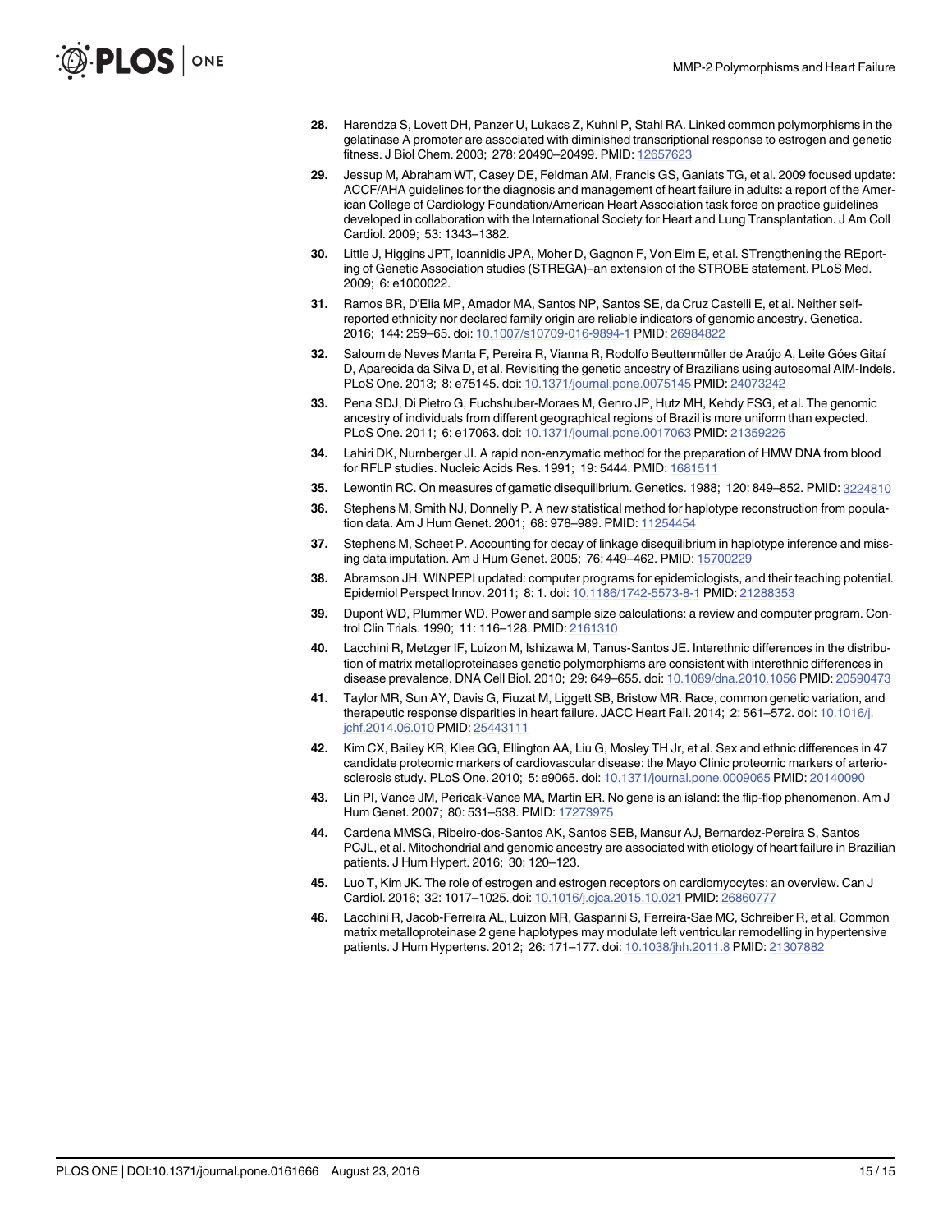28. Harendza S, Lovett DH, Panzer U, Lukacs Z, Kuhnl P, Stahl RA. Linked common polymorphisms in the gelatinase A promoter are associated with diminished transcriptional response to estrogen and genetic fitness. J Biol Chem. 2003; 278: 20490–20499. PMID: 12657623

29. Jessup M, Abraham WT, Casey DE, Feldman AM, Francis GS, Ganiats TG, et al. 2009 focused update: ACCF/AHA guidelines for the diagnosis and management of heart failure in adults: a report of the American College of Cardiology Foundation/American Heart Association task force on practice guidelines developed in collaboration with the International Society for Heart and Lung Transplantation. J Am Coll Cardiol. 2009; 53: 1343–1382.

30. Little J, Higgins JPT, Ioannidis JPA, Moher D, Gagnon F, Von Elm E, et al. STrengthening the REPorting of Genetic Association studies (STREGA)–an extension of the STROBE statement. PLoS Med. 2009; 6: e1000022.

31. Ramos BR, D'Elia MP, Amador MA, Santos NP, Santos SE, da Cruz Castelli E, et al. Neither self-reported ethnicity nor declared family origin are reliable indicators of genomic ancestry. Genetica. 2016; 144: 259–65. doi: 10.1007/s10709-016-9894-1 PMID: 26984822

32. Saloum de Neves Manta F, Pereira R, Vianna R, Rodolfo Beuttenmüller de Araújo A, Leite Góes Gitaí D, Aparecida da Silva D, et al. Revisiting the genetic ancestry of Brazilians using autosomal AIM-Indels. PLoS One. 2013; 8: e75145. doi: 10.1371/journal.pone.0075145 PMID: 24073242

33. Pena SDJ, Di Pietro G, Fuchshuber-Moraes M, Genro JP, Hutz MH, Kehdy FSG, et al. The genomic ancestry of individuals from different geographical regions of Brazil is more uniform than expected. PLoS One. 2011; 6: e17063. doi: 10.1371/journal.pone.0017063 PMID: 21359226

34. Lahiri DK, Nurnberger JI. A rapid non-enzymatic method for the preparation of HMW DNA from blood for RFLP studies. Nucleic Acids Res. 1991; 19: 5444. PMID: 1681511

35. Lewontin RC. On measures of gametic disequilibrium. Genetics. 1988; 120: 849–852. PMID: 3224810

36. Stephens M, Smith NJ, Donnelly P. A new statistical method for haplotype reconstruction from population data. Am J Hum Genet. 2001; 68: 978–989. PMID: 11254454

37. Stephens M, Scheet P. Accounting for decay of linkage disequilibrium in haplotype inference and missing data imputation. Am J Hum Genet. 2005; 76: 449–462. PMID: 15700229

38. Abramson JH. WINPEPI updated: computer programs for epidemiologists, and their teaching potential. Epidemiol Perspect Innov. 2011; 8: 1. doi: 10.1186/1742-5573-8-1 PMID: 21288353

39. Dupont WD, Plummer WD. Power and sample size calculations: a review and computer program. Control Clin Trials. 1990; 11: 116–128. PMID: 2161310

40. Lacchini R, Metzger IF, Luizon M, Ishizawa M, Tanus-Santos JE. Interethnic differences in the distribution of matrix metalloproteinases genetic polymorphisms are consistent with interethnic differences in disease prevalence. DNA Cell Biol. 2010; 29: 649–655. doi: 10.1089/dna.2010.1056 PMID: 20590473

41. Taylor MR, Sun AY, Davis G, Fiuzat M, Liggett SB, Bristow MR. Race, common genetic variation, and therapeutic response disparities in heart failure. JACC Heart Fail. 2014; 2: 561–572. doi: 10.1016/j.jchf.2014.06.010 PMID: 25443111

42. Kim CX, Bailey KR, Klee GG, Ellington AA, Liu G, Mosley TH Jr, et al. Sex and ethnic differences in 47 candidate proteomic markers of cardiovascular disease: the Mayo Clinic proteomic markers of arteriosclerosis study. PLoS One. 2010; 5: e9065. doi: 10.1371/journal.pone.0009065 PMID: 20140090

43. Lin PI, Vance JM, Pericak-Vance MA, Martin ER. No gene is an island: the flip-flop phenomenon. Am J Hum Genet. 2007; 80: 531–538. PMID: 17273975

44. Cardena MMSG, Ribeiro-dos-Santos AK, Santos SEB, Mansur AJ, Bernardez-Pereira S, Santos PCJL, et al. Mitochondrial and genomic ancestry are associated with etiology of heart failure in Brazilian patients. J Hum Hypert. 2016; 30: 120–123.

45. Luo T, Kim JK. The role of estrogen and estrogen receptors on cardiomyocytes: an overview. Can J Cardiol. 2016; 32: 1017–1025. doi: 10.1016/j.cjca.2015.10.021 PMID: 26860777

46. Lacchini R, Jacob-Ferreira AL, Luizon MR, Gasparini S, Ferreira-Sae MC, Schreiber R, et al. Common matrix metalloproteinase 2 gene haplotypes may modulate left ventricular remodelling in hypertensive patients. J Hum Hypertens. 2012; 26: 171–177. doi: 10.1038/jhh.2011.8 PMID: 21307882